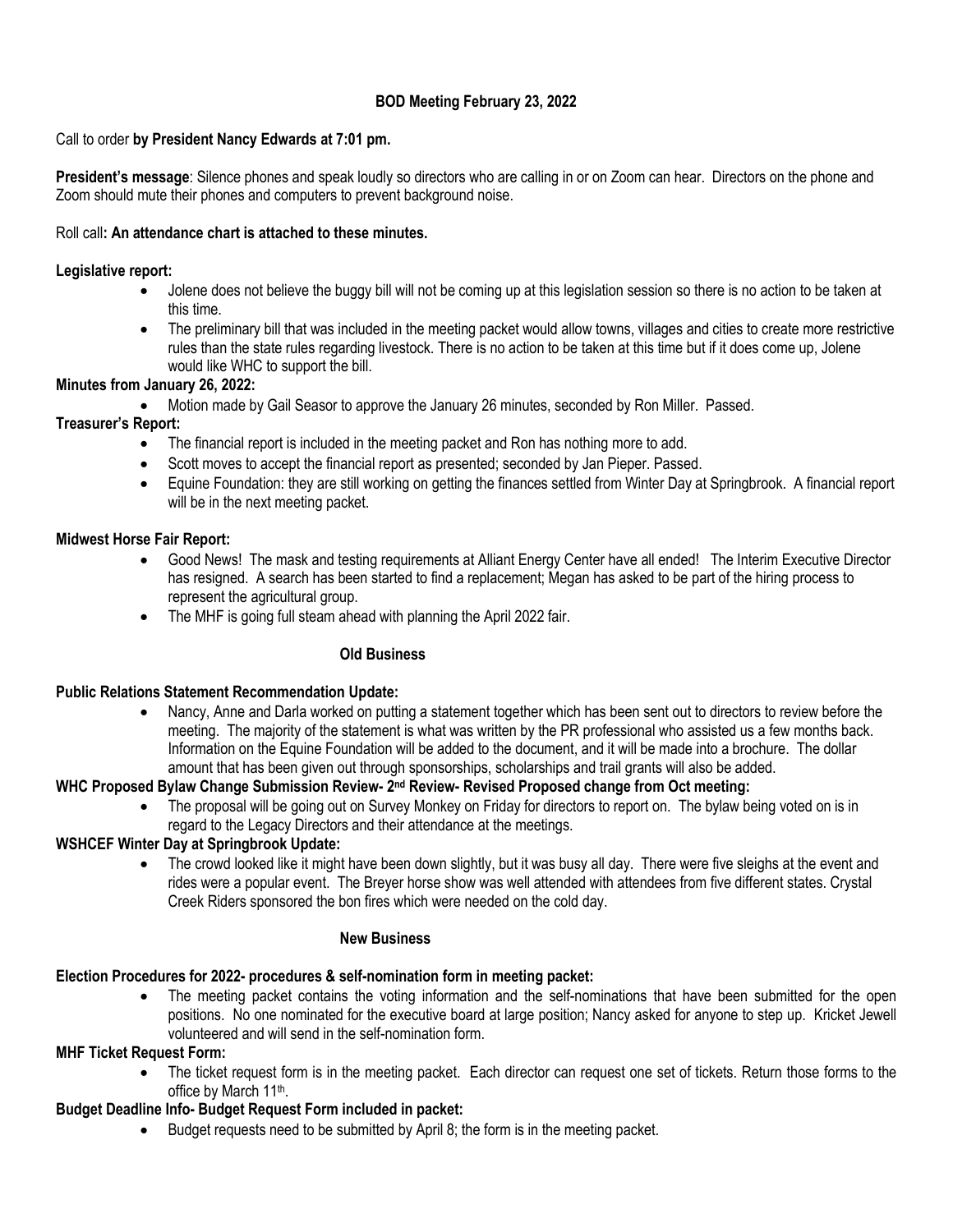## BOD Meeting February 23, 2022

Call to order **by President Nancy Edwards at 7:01 pm.**

**President's message**: Silence phones and speak loudly so directors who are calling in or on Zoom can hear. Directors on the phone and Zoom should mute their phones and computers to prevent background noise.

Roll call**: An attendance chart is attached to these minutes.**

**Legislative report:**

- Jolene does not believe the buggy bill will not be coming up at this legislation session so there is no action to be taken at this time.
- The preliminary bill that was included in the meeting packet would allow towns, villages and cities to create more restrictive rules than the state rules regarding livestock. There is no action to be taken at this time but if it does come up, Jolene would like WHC to support the bill.

**Minutes from January 26, 2022:**

- Motion made by Gail Seasor to approve the January 26 minutes, seconded by Ron Miller. Passed.

**Treasurer's Report:**

- The financial report is included in the meeting packet and Ron has nothing more to add.
- Scott moves to accept the financial report as presented; seconded by Jan Pieper. Passed.
- Equine Foundation: they are still working on getting the finances settled from Winter Day at Springbrook. A financial report will be in the next meeting packet.

**Midwest Horse Fair Report:**

- Good News! The mask and testing requirements at Alliant Energy Center have all ended! The Interim Executive Director has resigned. A search has been started to find a replacement; Megan has asked to be part of the hiring process to represent the agricultural group.
- The MHF is going full steam ahead with planning the April 2022 fair.

### Old Business

**Public Relations Statement Recommendation Update:**

- Nancy, Anne and Darla worked on putting a statement together which has been sent out to directors to review before the meeting. The majority of the statement is what was written by the PR professional who assisted us a few months back. Information on the Equine Foundation will be added to the document, and it will be made into a brochure. The dollar amount that has been given out through sponsorships, scholarships and trail grants will also be added.

**WHC Proposed Bylaw Change Submission Review- 2nd Review- Revised Proposed change from Oct meeting:**

- The proposal will be going out on Survey Monkey on Friday for directors to report on. The bylaw being voted on is in regard to the Legacy Directors and their attendance at the meetings.

**WSHCEF Winter Day at Springbrook Update:**

- The crowd looked like it might have been down slightly, but it was busy all day. There were five sleighs at the event and rides were a popular event. The Breyer horse show was well attended with attendees from five different states. Crystal Creek Riders sponsored the bon fires which were needed on the cold day.

### New Business

**Election Procedures for 2022- procedures & self-nomination form in meeting packet:**

- The meeting packet contains the voting information and the self-nominations that have been submitted for the open positions. No one nominated for the executive board at large position; Nancy asked for anyone to step up. Kricket Jewell volunteered and will send in the self-nomination form.

**MHF Ticket Request Form:**

- The ticket request form is in the meeting packet. Each director can request one set of tickets. Return those forms to the office by March 11th.

**Budget Deadline Info- Budget Request Form included in packet:**

- Budget requests need to be submitted by April 8; the form is in the meeting packet.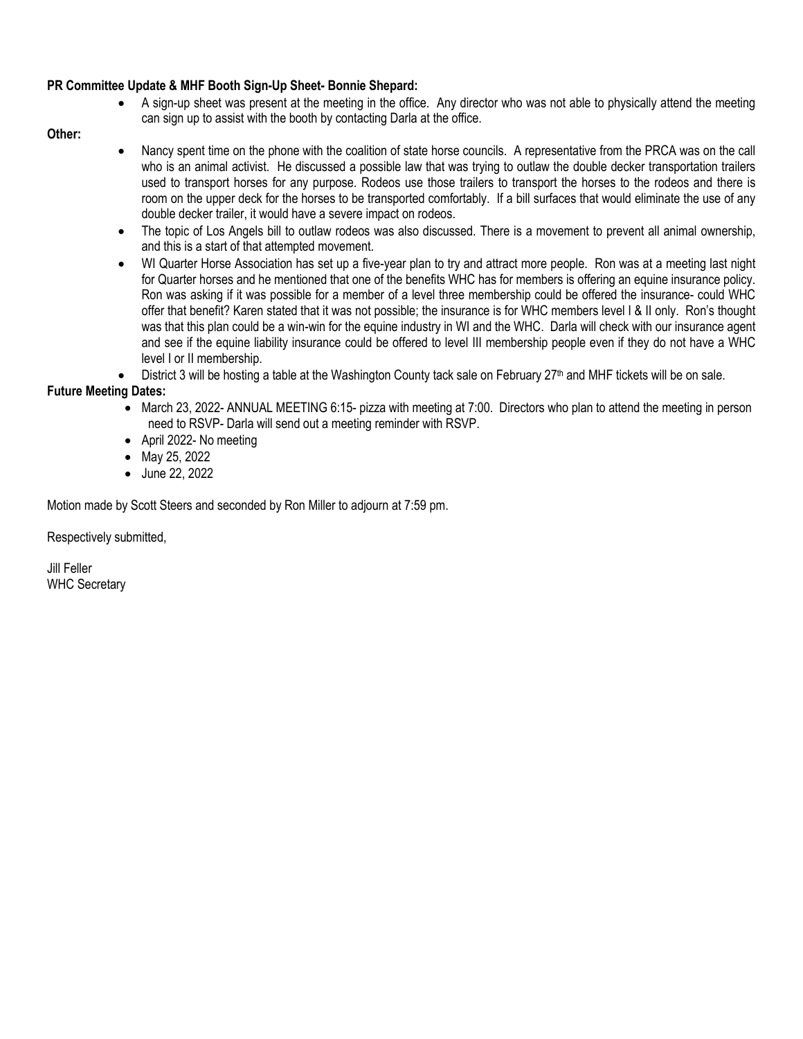**PR Committee Update & MHF Booth Sign-Up Sheet- Bonnie Shepard:**

- A sign-up sheet was present at the meeting in the office. Any director who was not able to physically attend the meeting can sign up to assist with the booth by contacting Darla at the office.

**Other:**

- Nancy spent time on the phone with the coalition of state horse councils. A representative from the PRCA was on the call who is an animal activist. He discussed a possible law that was trying to outlaw the double decker transportation trailers used to transport horses for any purpose. Rodeos use those trailers to transport the horses to the rodeos and there is room on the upper deck for the horses to be transported comfortably. If a bill surfaces that would eliminate the use of any double decker trailer, it would have a severe impact on rodeos.
- The topic of Los Angels bill to outlaw rodeos was also discussed. There is a movement to prevent all animal ownership, and this is a start of that attempted movement.
- WI Quarter Horse Association has set up a five-year plan to try and attract more people. Ron was at a meeting last night for Quarter horses and he mentioned that one of the benefits WHC has for members is offering an equine insurance policy. Ron was asking if it was possible for a member of a level three membership could be offered the insurance- could WHC offer that benefit? Karen stated that it was not possible; the insurance is for WHC members level I & II only. Ron's thought was that this plan could be a win-win for the equine industry in WI and the WHC. Darla will check with our insurance agent and see if the equine liability insurance could be offered to level III membership people even if they do not have a WHC level I or II membership.
- District 3 will be hosting a table at the Washington County tack sale on February 27th and MHF tickets will be on sale.

**Future Meeting Dates:**

- March 23, 2022- ANNUAL MEETING 6:15- pizza with meeting at 7:00. Directors who plan to attend the meeting in person need to RSVP- Darla will send out a meeting reminder with RSVP.
- April 2022- No meeting
- May 25, 2022
- June 22, 2022

Motion made by Scott Steers and seconded by Ron Miller to adjourn at 7:59 pm.

Respectively submitted,

Jill Feller
WHC Secretary